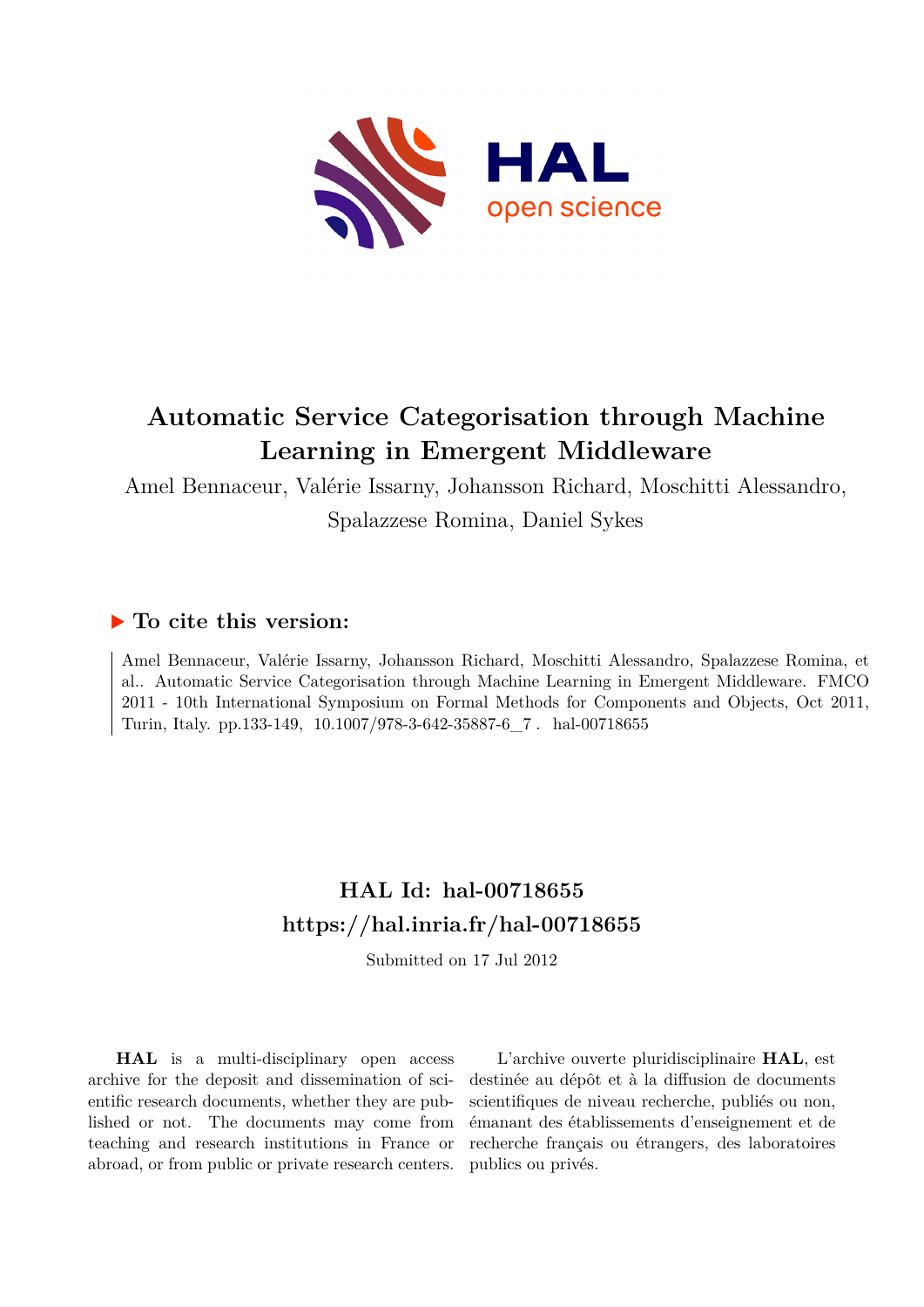# Automatic Service Categorisation through Machine Learning in Emergent Middleware

Amel Bennaceur, Valérie Issarny, Johansson Richard, Moschitti Alessandro, Spalazzese Romina, Daniel Sykes

## ▶ To cite this version:

Amel Bennaceur, Valérie Issarny, Johansson Richard, Moschitti Alessandro, Spalazzese Romina, et al.. Automatic Service Categorisation through Machine Learning in Emergent Middleware. FMCO 2011 - 10th International Symposium on Formal Methods for Components and Objects, Oct 2011, Turin, Italy. pp.133-149, 10.1007/978-3-642-35887-6_7 . hal-00718655

## HAL Id: hal-00718655

## https://hal.inria.fr/hal-00718655

Submitted on 17 Jul 2012

**HAL** is a multi-disciplinary open access archive for the deposit and dissemination of scientific research documents, whether they are published or not. The documents may come from teaching and research institutions in France or abroad, or from public or private research centers.

L'archive ouverte pluridisciplinaire **HAL**, est destinée au dépôt et à la diffusion de documents scientifiques de niveau recherche, publiés ou non, émanant des établissements d'enseignement et de recherche français ou étrangers, des laboratoires publics ou privés.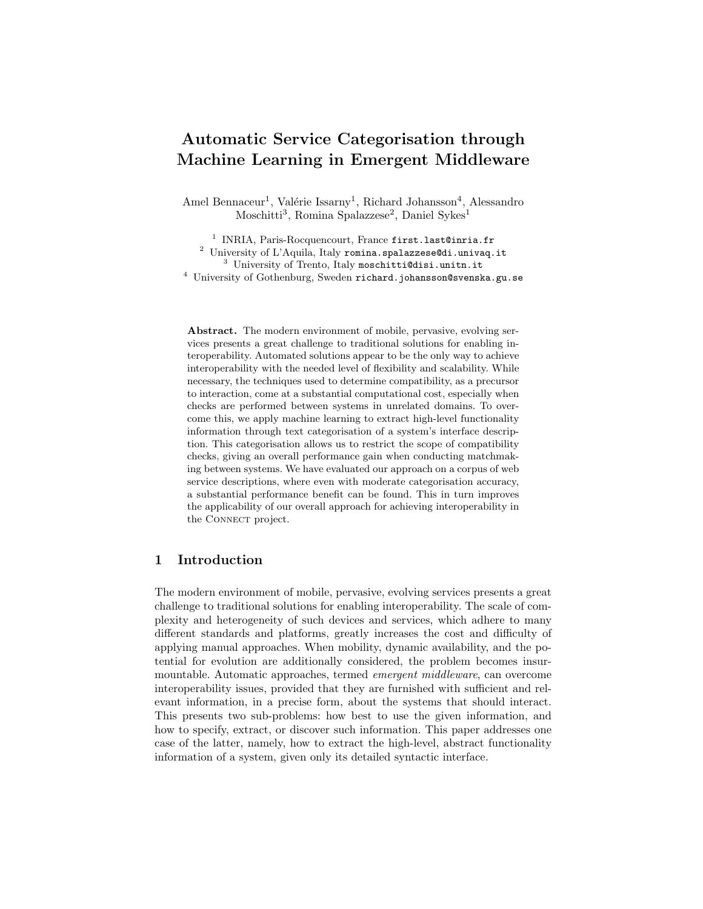# Automatic Service Categorisation through Machine Learning in Emergent Middleware

Amel Bennaceur[1], Valérie Issarny[1], Richard Johansson[4], Alessandro Moschitti[3], Romina Spalazzese[2], Daniel Sykes[1]

[1] INRIA, Paris-Rocquencourt, France `first.last@inria.fr`
[2] University of L'Aquila, Italy `romina.spalazzese@di.univaq.it`
[3] University of Trento, Italy `moschitti@disi.unitn.it`
[4] University of Gothenburg, Sweden `richard.johansson@svenska.gu.se`

**Abstract.** The modern environment of mobile, pervasive, evolving services presents a great challenge to traditional solutions for enabling interoperability. Automated solutions appear to be the only way to achieve interoperability with the needed level of flexibility and scalability. While necessary, the techniques used to determine compatibility, as a precursor to interaction, come at a substantial computational cost, especially when checks are performed between systems in unrelated domains. To overcome this, we apply machine learning to extract high-level functionality information through text categorisation of a system's interface description. This categorisation allows us to restrict the scope of compatibility checks, giving an overall performance gain when conducting matchmaking between systems. We have evaluated our approach on a corpus of web service descriptions, where even with moderate categorisation accuracy, a substantial performance benefit can be found. This in turn improves the applicability of our overall approach for achieving interoperability in the CONNECT project.

## 1 Introduction

The modern environment of mobile, pervasive, evolving services presents a great challenge to traditional solutions for enabling interoperability. The scale of complexity and heterogeneity of such devices and services, which adhere to many different standards and platforms, greatly increases the cost and difficulty of applying manual approaches. When mobility, dynamic availability, and the potential for evolution are additionally considered, the problem becomes insurmountable. Automatic approaches, termed *emergent middleware*, can overcome interoperability issues, provided that they are furnished with sufficient and relevant information, in a precise form, about the systems that should interact. This presents two sub-problems: how best to use the given information, and how to specify, extract, or discover such information. This paper addresses one case of the latter, namely, how to extract the high-level, abstract functionality information of a system, given only its detailed syntactic interface.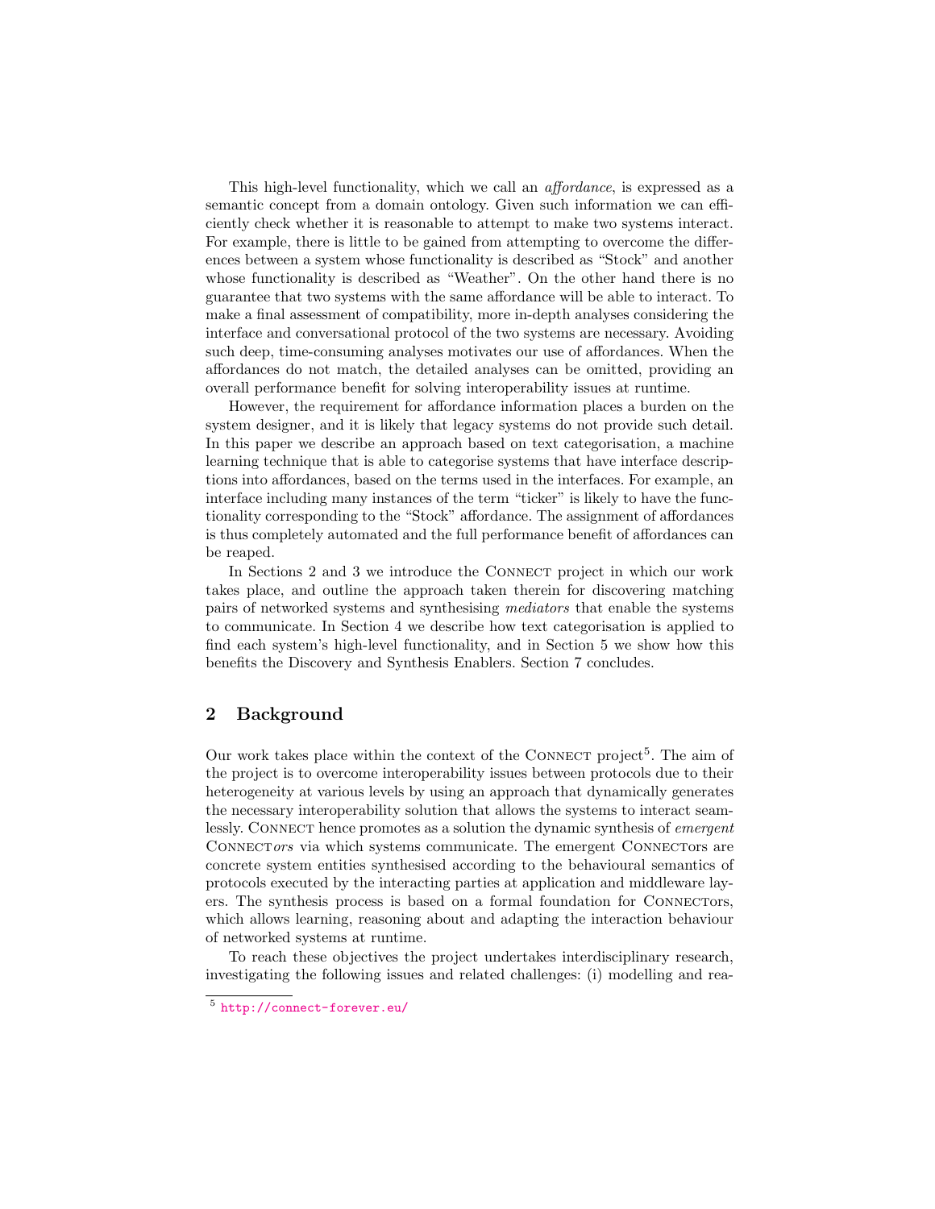This high-level functionality, which we call an *affordance*, is expressed as a semantic concept from a domain ontology. Given such information we can efficiently check whether it is reasonable to attempt to make two systems interact. For example, there is little to be gained from attempting to overcome the differences between a system whose functionality is described as "Stock" and another whose functionality is described as "Weather". On the other hand there is no guarantee that two systems with the same affordance will be able to interact. To make a final assessment of compatibility, more in-depth analyses considering the interface and conversational protocol of the two systems are necessary. Avoiding such deep, time-consuming analyses motivates our use of affordances. When the affordances do not match, the detailed analyses can be omitted, providing an overall performance benefit for solving interoperability issues at runtime.

However, the requirement for affordance information places a burden on the system designer, and it is likely that legacy systems do not provide such detail. In this paper we describe an approach based on text categorisation, a machine learning technique that is able to categorise systems that have interface descriptions into affordances, based on the terms used in the interfaces. For example, an interface including many instances of the term "ticker" is likely to have the functionality corresponding to the "Stock" affordance. The assignment of affordances is thus completely automated and the full performance benefit of affordances can be reaped.

In Sections 2 and 3 we introduce the Connect project in which our work takes place, and outline the approach taken therein for discovering matching pairs of networked systems and synthesising *mediators* that enable the systems to communicate. In Section 4 we describe how text categorisation is applied to find each system's high-level functionality, and in Section 5 we show how this benefits the Discovery and Synthesis Enablers. Section 7 concludes.

## 2 Background

Our work takes place within the context of the Connect project[5]. The aim of the project is to overcome interoperability issues between protocols due to their heterogeneity at various levels by using an approach that dynamically generates the necessary interoperability solution that allows the systems to interact seamlessly. Connect hence promotes as a solution the dynamic synthesis of *emergent* Connect*ors* via which systems communicate. The emergent Connectors are concrete system entities synthesised according to the behavioural semantics of protocols executed by the interacting parties at application and middleware layers. The synthesis process is based on a formal foundation for Connectors, which allows learning, reasoning about and adapting the interaction behaviour of networked systems at runtime.

To reach these objectives the project undertakes interdisciplinary research, investigating the following issues and related challenges: (i) modelling and rea-

[5] http://connect-forever.eu/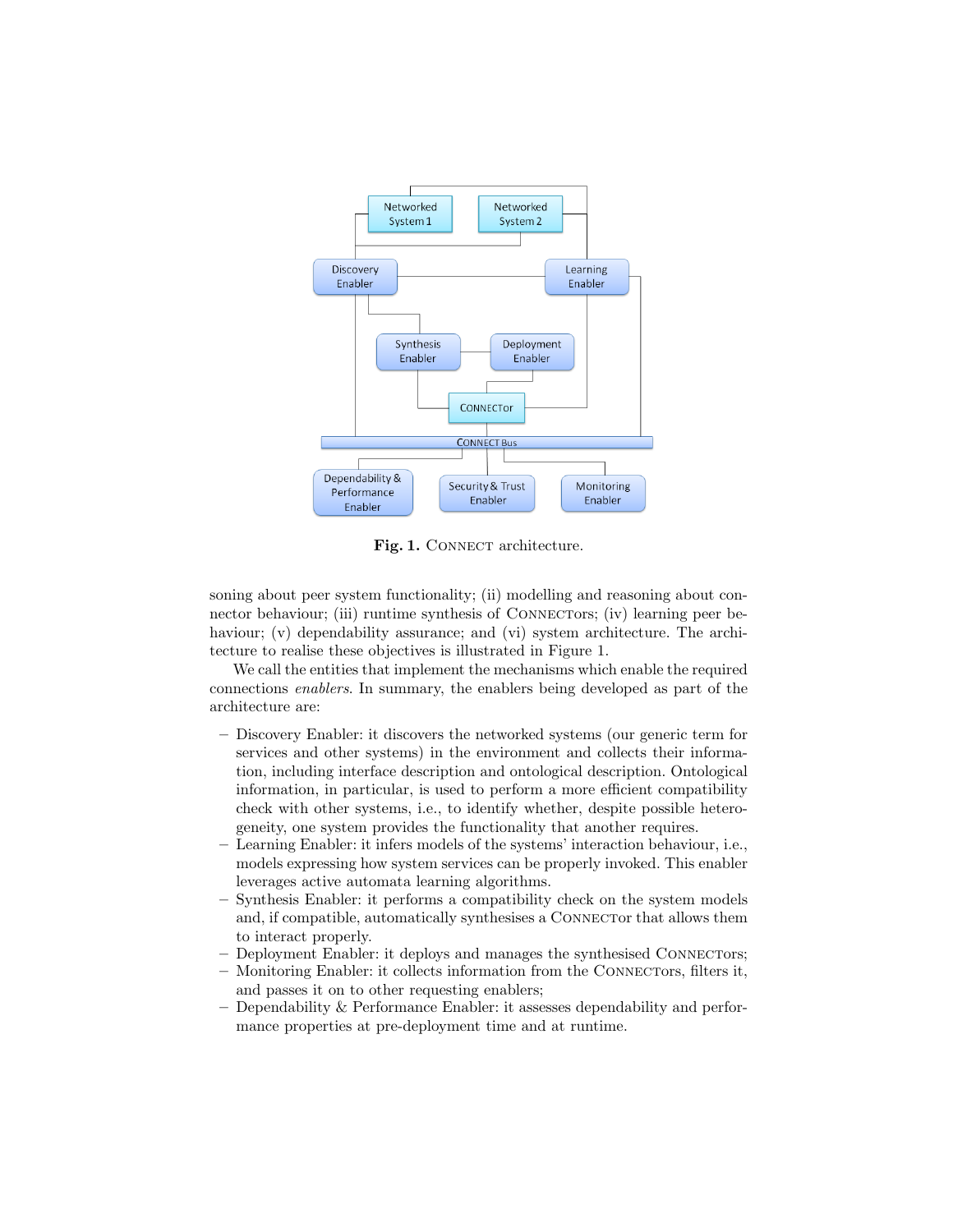**Fig. 1.** CONNECT architecture.

soning about peer system functionality; (ii) modelling and reasoning about connector behaviour; (iii) runtime synthesis of CONNECTors; (iv) learning peer behaviour; (v) dependability assurance; and (vi) system architecture. The architecture to realise these objectives is illustrated in Figure 1.

We call the entities that implement the mechanisms which enable the required connections *enablers*. In summary, the enablers being developed as part of the architecture are:

- Discovery Enabler: it discovers the networked systems (our generic term for services and other systems) in the environment and collects their information, including interface description and ontological description. Ontological information, in particular, is used to perform a more efficient compatibility check with other systems, i.e., to identify whether, despite possible heterogeneity, one system provides the functionality that another requires.
- Learning Enabler: it infers models of the systems' interaction behaviour, i.e., models expressing how system services can be properly invoked. This enabler leverages active automata learning algorithms.
- Synthesis Enabler: it performs a compatibility check on the system models and, if compatible, automatically synthesises a CONNECTor that allows them to interact properly.
- Deployment Enabler: it deploys and manages the synthesised CONNECTors;
- Monitoring Enabler: it collects information from the CONNECTors, filters it, and passes it on to other requesting enablers;
- Dependability & Performance Enabler: it assesses dependability and performance properties at pre-deployment time and at runtime.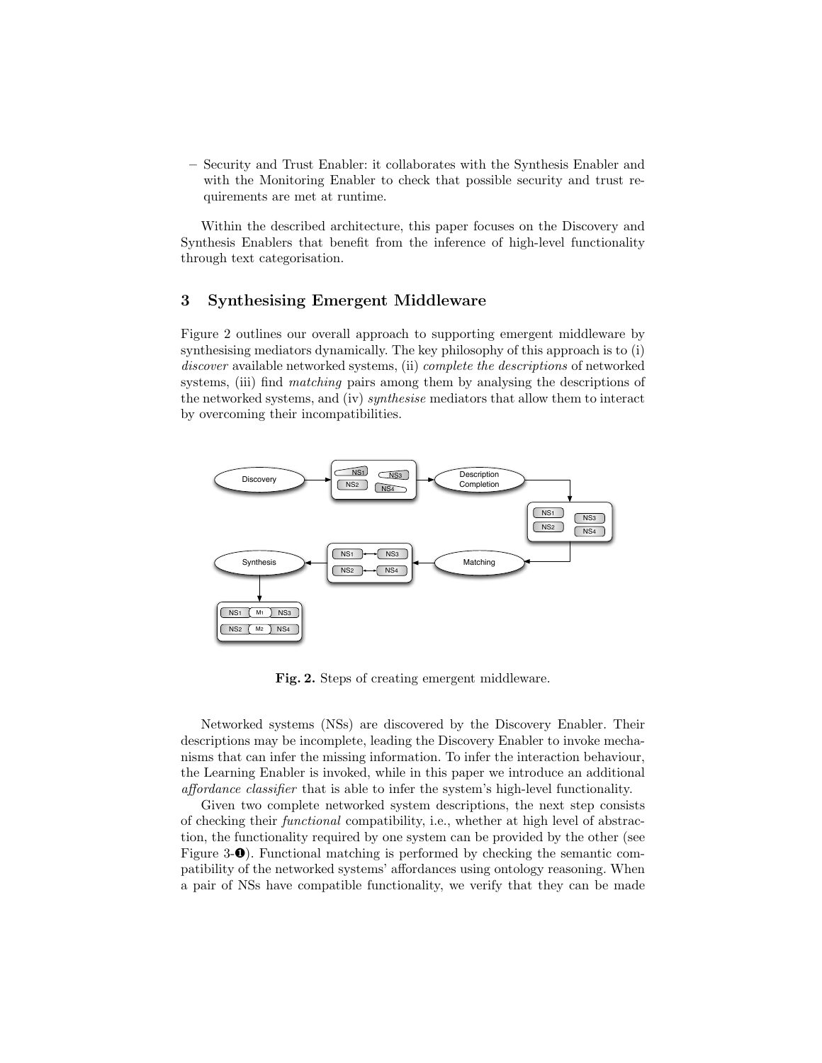– Security and Trust Enabler: it collaborates with the Synthesis Enabler and with the Monitoring Enabler to check that possible security and trust requirements are met at runtime.

Within the described architecture, this paper focuses on the Discovery and Synthesis Enablers that benefit from the inference of high-level functionality through text categorisation.

## 3 Synthesising Emergent Middleware

Figure 2 outlines our overall approach to supporting emergent middleware by synthesising mediators dynamically. The key philosophy of this approach is to (i) *discover* available networked systems, (ii) *complete the descriptions* of networked systems, (iii) find *matching* pairs among them by analysing the descriptions of the networked systems, and (iv) *synthesise* mediators that allow them to interact by overcoming their incompatibilities.

**Fig. 2.** Steps of creating emergent middleware.

Networked systems (NSs) are discovered by the Discovery Enabler. Their descriptions may be incomplete, leading the Discovery Enabler to invoke mechanisms that can infer the missing information. To infer the interaction behaviour, the Learning Enabler is invoked, while in this paper we introduce an additional *affordance classifier* that is able to infer the system's high-level functionality.

Given two complete networked system descriptions, the next step consists of checking their *functional* compatibility, i.e., whether at high level of abstraction, the functionality required by one system can be provided by the other (see Figure 3-❶). Functional matching is performed by checking the semantic compatibility of the networked systems' affordances using ontology reasoning. When a pair of NSs have compatible functionality, we verify that they can be made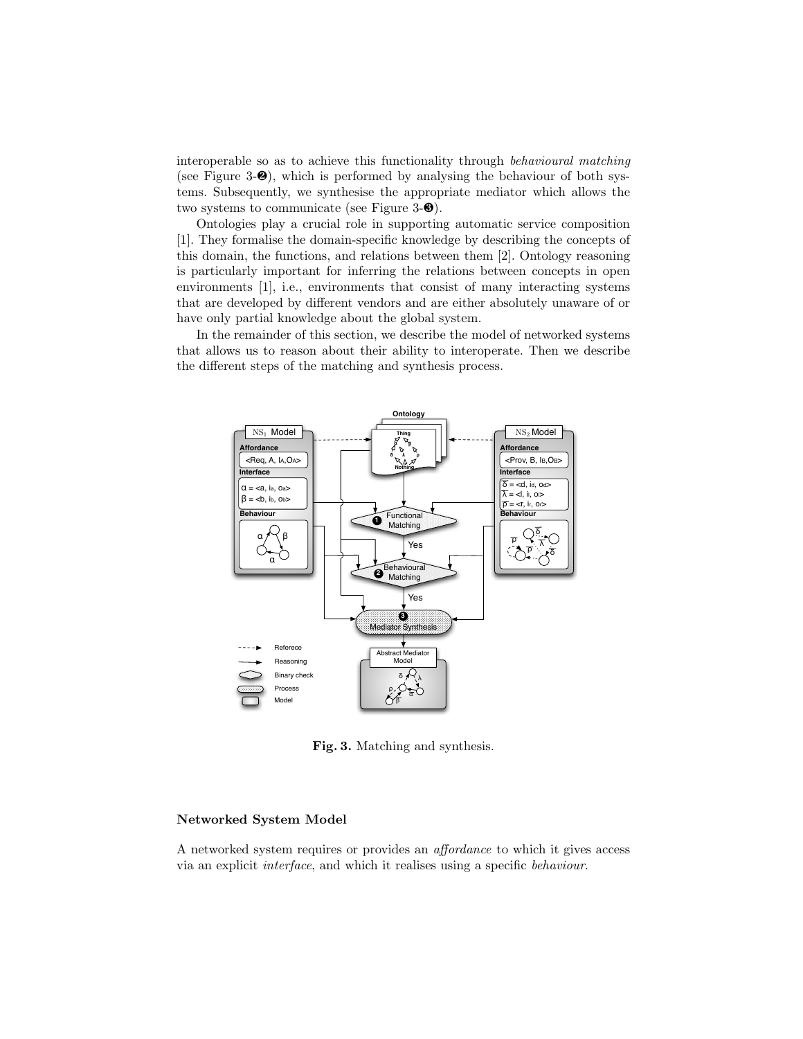interoperable so as to achieve this functionality through *behavioural matching* (see Figure 3-❷), which is performed by analysing the behaviour of both systems. Subsequently, we synthesise the appropriate mediator which allows the two systems to communicate (see Figure 3-❸).

Ontologies play a crucial role in supporting automatic service composition [1]. They formalise the domain-specific knowledge by describing the concepts of this domain, the functions, and relations between them [2]. Ontology reasoning is particularly important for inferring the relations between concepts in open environments [1], i.e., environments that consist of many interacting systems that are developed by different vendors and are either absolutely unaware of or have only partial knowledge about the global system.

In the remainder of this section, we describe the model of networked systems that allows us to reason about their ability to interoperate. Then we describe the different steps of the matching and synthesis process.

**Fig. 3.** Matching and synthesis.

### Networked System Model

A networked system requires or provides an *affordance* to which it gives access via an explicit *interface*, and which it realises using a specific *behaviour*.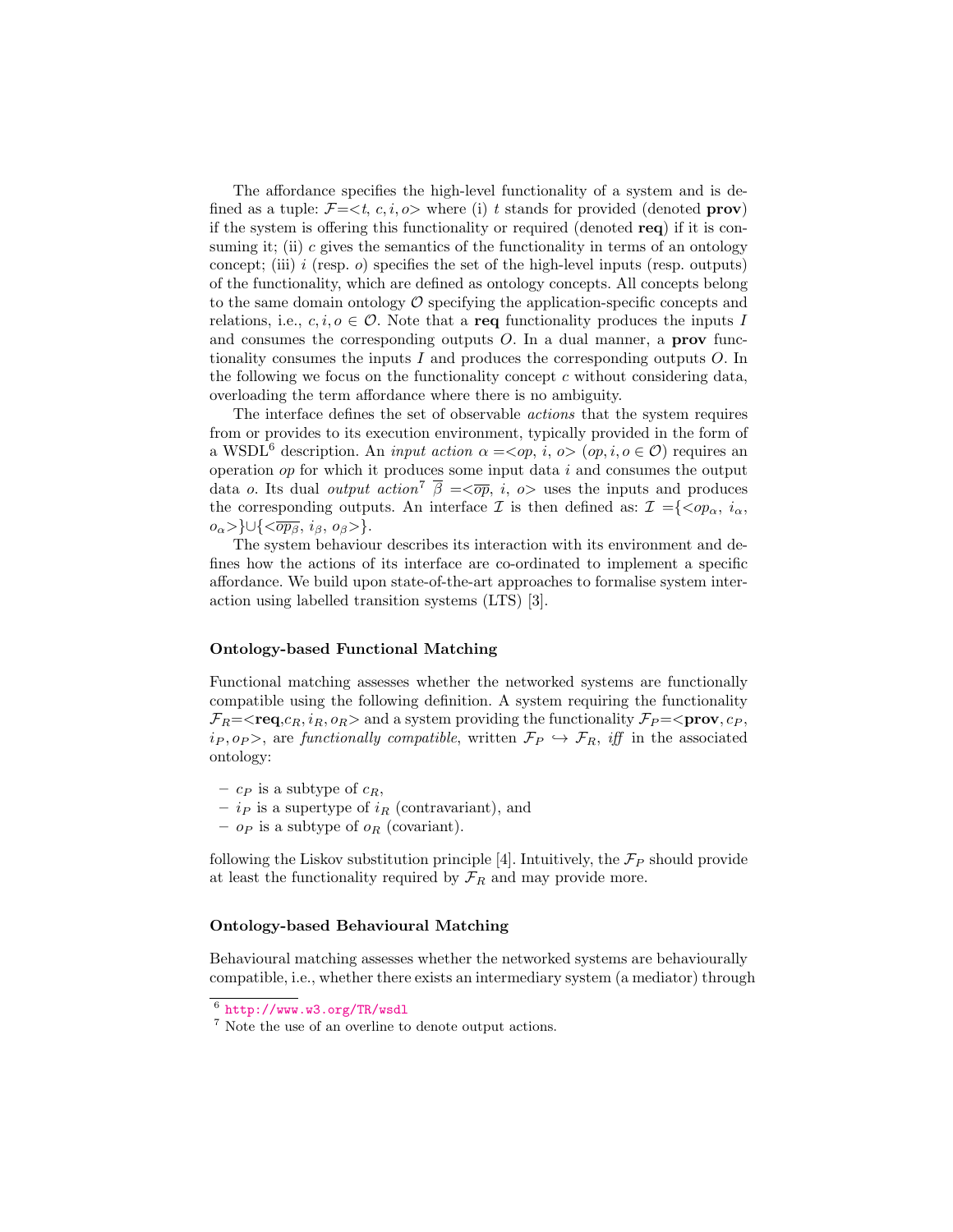The affordance specifies the high-level functionality of a system and is defined as a tuple: $\mathcal{F}$=$<t, c, i, o>$ where (i) $t$ stands for provided (denoted **prov**) if the system is offering this functionality or required (denoted **req**) if it is consuming it; (ii) $c$ gives the semantics of the functionality in terms of an ontology concept; (iii) $i$ (resp. $o$) specifies the set of the high-level inputs (resp. outputs) of the functionality, which are defined as ontology concepts. All concepts belong to the same domain ontology $\mathcal{O}$ specifying the application-specific concepts and relations, i.e., $c, i, o \in \mathcal{O}$. Note that a **req** functionality produces the inputs $I$ and consumes the corresponding outputs $O$. In a dual manner, a **prov** functionality consumes the inputs $I$ and produces the corresponding outputs $O$. In the following we focus on the functionality concept $c$ without considering data, overloading the term affordance where there is no ambiguity.

The interface defines the set of observable *actions* that the system requires from or provides to its execution environment, typically provided in the form of a WSDL[6] description. An *input action* $\alpha$ =$<op, i, o>$ ($op, i, o \in \mathcal{O}$) requires an operation $op$ for which it produces some input data $i$ and consumes the output data $o$. Its dual *output action*[7] $\overline{\beta}$ =$<\overline{op}, i, o>$ uses the inputs and produces the corresponding outputs. An interface $\mathcal{I}$ is then defined as: $\mathcal{I}$ =$\{<op_\alpha, i_\alpha, o_\alpha>\} \cup \{<\overline{op_\beta}, i_\beta, o_\beta>\}$.

The system behaviour describes its interaction with its environment and defines how the actions of its interface are co-ordinated to implement a specific affordance. We build upon state-of-the-art approaches to formalise system interaction using labelled transition systems (LTS) [3].

#### Ontology-based Functional Matching

Functional matching assesses whether the networked systems are functionally compatible using the following definition. A system requiring the functionality $\mathcal{F}_R$=$<$**req**$,c_R, i_R, o_R>$ and a system providing the functionality $\mathcal{F}_P$=$<$**prov**$, c_P, i_P, o_P>$, are *functionally compatible*, written $\mathcal{F}_P \hookrightarrow \mathcal{F}_R$, *iff* in the associated ontology:

- $c_P$ is a subtype of $c_R$,
- $i_P$ is a supertype of $i_R$ (contravariant), and
- $o_P$ is a subtype of $o_R$ (covariant).

following the Liskov substitution principle [4]. Intuitively, the $\mathcal{F}_P$ should provide at least the functionality required by $\mathcal{F}_R$ and may provide more.

#### Ontology-based Behavioural Matching

Behavioural matching assesses whether the networked systems are behaviourally compatible, i.e., whether there exists an intermediary system (a mediator) through

[6] http://www.w3.org/TR/wsdl

[7] Note the use of an overline to denote output actions.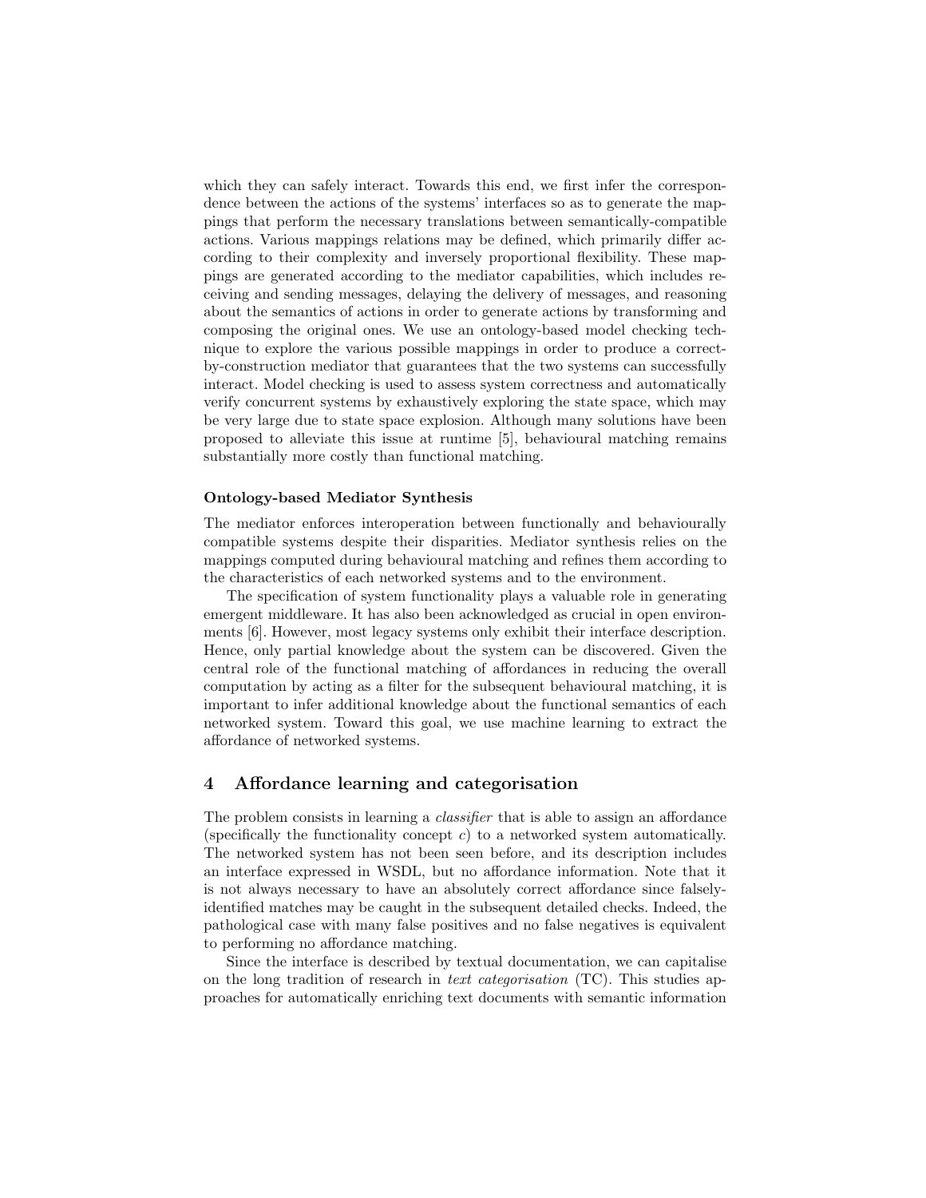which they can safely interact. Towards this end, we first infer the correspondence between the actions of the systems' interfaces so as to generate the mappings that perform the necessary translations between semantically-compatible actions. Various mappings relations may be defined, which primarily differ according to their complexity and inversely proportional flexibility. These mappings are generated according to the mediator capabilities, which includes receiving and sending messages, delaying the delivery of messages, and reasoning about the semantics of actions in order to generate actions by transforming and composing the original ones. We use an ontology-based model checking technique to explore the various possible mappings in order to produce a correct-by-construction mediator that guarantees that the two systems can successfully interact. Model checking is used to assess system correctness and automatically verify concurrent systems by exhaustively exploring the state space, which may be very large due to state space explosion. Although many solutions have been proposed to alleviate this issue at runtime [5], behavioural matching remains substantially more costly than functional matching.

**Ontology-based Mediator Synthesis**

The mediator enforces interoperation between functionally and behaviourally compatible systems despite their disparities. Mediator synthesis relies on the mappings computed during behavioural matching and refines them according to the characteristics of each networked systems and to the environment.

The specification of system functionality plays a valuable role in generating emergent middleware. It has also been acknowledged as crucial in open environments [6]. However, most legacy systems only exhibit their interface description. Hence, only partial knowledge about the system can be discovered. Given the central role of the functional matching of affordances in reducing the overall computation by acting as a filter for the subsequent behavioural matching, it is important to infer additional knowledge about the functional semantics of each networked system. Toward this goal, we use machine learning to extract the affordance of networked systems.

## 4 Affordance learning and categorisation

The problem consists in learning a *classifier* that is able to assign an affordance (specifically the functionality concept $c$) to a networked system automatically. The networked system has not been seen before, and its description includes an interface expressed in WSDL, but no affordance information. Note that it is not always necessary to have an absolutely correct affordance since falsely-identified matches may be caught in the subsequent detailed checks. Indeed, the pathological case with many false positives and no false negatives is equivalent to performing no affordance matching.

Since the interface is described by textual documentation, we can capitalise on the long tradition of research in *text categorisation* (TC). This studies approaches for automatically enriching text documents with semantic information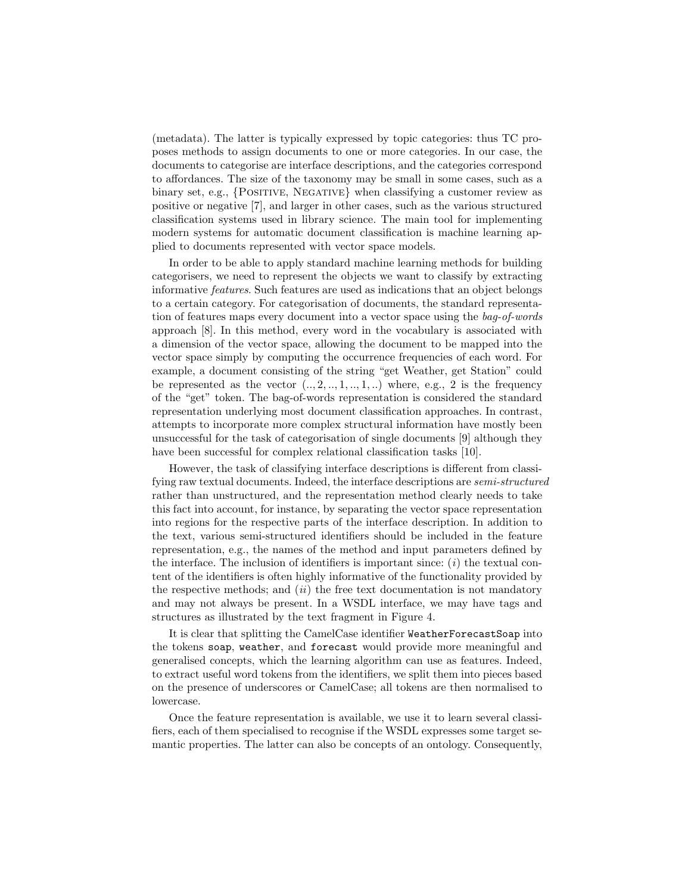(metadata). The latter is typically expressed by topic categories: thus TC proposes methods to assign documents to one or more categories. In our case, the documents to categorise are interface descriptions, and the categories correspond to affordances. The size of the taxonomy may be small in some cases, such as a binary set, e.g., {POSITIVE, NEGATIVE} when classifying a customer review as positive or negative [7], and larger in other cases, such as the various structured classification systems used in library science. The main tool for implementing modern systems for automatic document classification is machine learning applied to documents represented with vector space models.

In order to be able to apply standard machine learning methods for building categorisers, we need to represent the objects we want to classify by extracting informative *features*. Such features are used as indications that an object belongs to a certain category. For categorisation of documents, the standard representation of features maps every document into a vector space using the *bag-of-words* approach [8]. In this method, every word in the vocabulary is associated with a dimension of the vector space, allowing the document to be mapped into the vector space simply by computing the occurrence frequencies of each word. For example, a document consisting of the string "get Weather, get Station" could be represented as the vector $(.., 2, .., 1, .., 1, ..)$ where, e.g., 2 is the frequency of the "get" token. The bag-of-words representation is considered the standard representation underlying most document classification approaches. In contrast, attempts to incorporate more complex structural information have mostly been unsuccessful for the task of categorisation of single documents [9] although they have been successful for complex relational classification tasks [10].

However, the task of classifying interface descriptions is different from classifying raw textual documents. Indeed, the interface descriptions are *semi-structured* rather than unstructured, and the representation method clearly needs to take this fact into account, for instance, by separating the vector space representation into regions for the respective parts of the interface description. In addition to the text, various semi-structured identifiers should be included in the feature representation, e.g., the names of the method and input parameters defined by the interface. The inclusion of identifiers is important since: (*i*) the textual content of the identifiers is often highly informative of the functionality provided by the respective methods; and (*ii*) the free text documentation is not mandatory and may not always be present. In a WSDL interface, we may have tags and structures as illustrated by the text fragment in Figure 4.

It is clear that splitting the CamelCase identifier `WeatherForecastSoap` into the tokens `soap`, `weather`, and `forecast` would provide more meaningful and generalised concepts, which the learning algorithm can use as features. Indeed, to extract useful word tokens from the identifiers, we split them into pieces based on the presence of underscores or CamelCase; all tokens are then normalised to lowercase.

Once the feature representation is available, we use it to learn several classifiers, each of them specialised to recognise if the WSDL expresses some target semantic properties. The latter can also be concepts of an ontology. Consequently,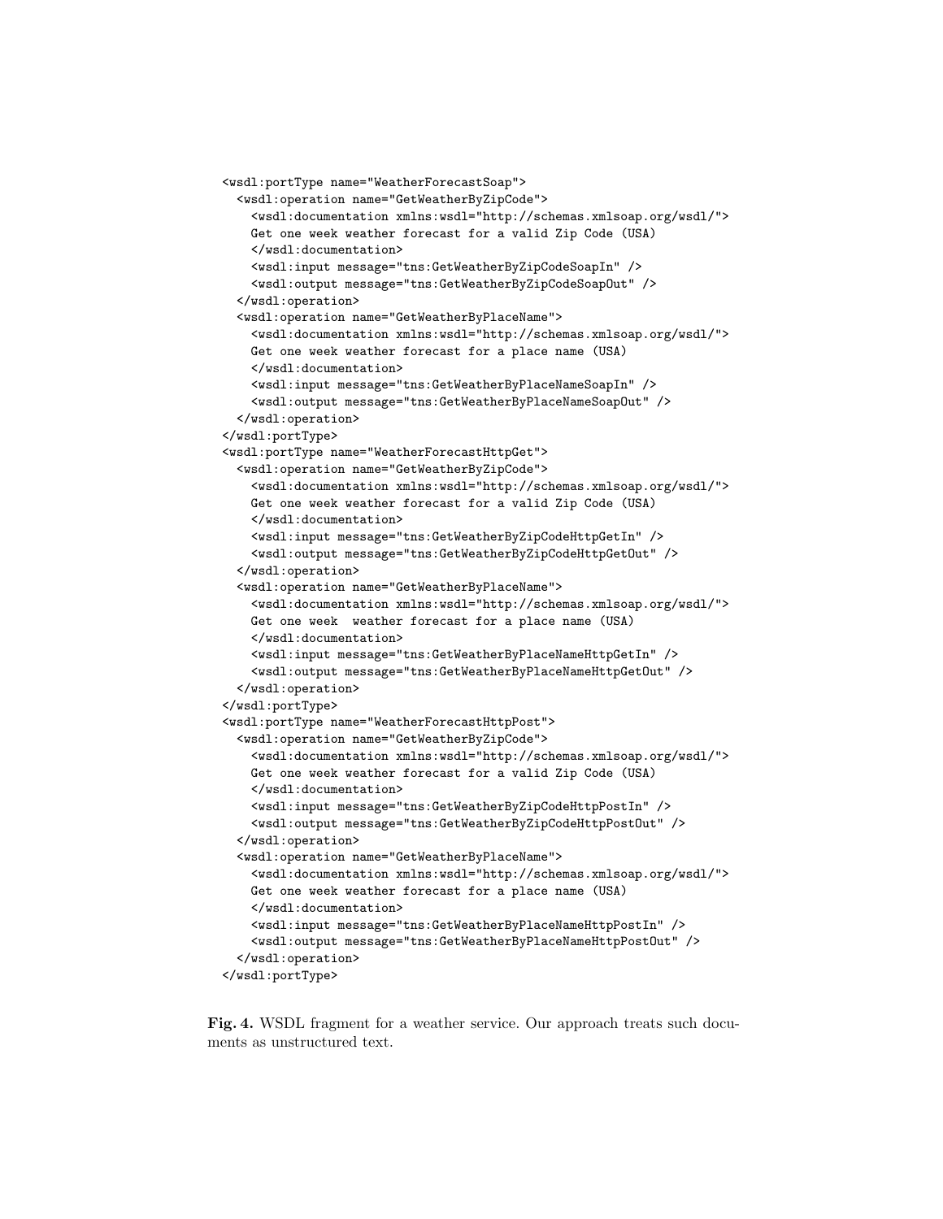```
<wsdl:portType name="WeatherForecastSoap">
  <wsdl:operation name="GetWeatherByZipCode">
    <wsdl:documentation xmlns:wsdl="http://schemas.xmlsoap.org/wsdl/">
    Get one week weather forecast for a valid Zip Code (USA)
    </wsdl:documentation>
    <wsdl:input message="tns:GetWeatherByZipCodeSoapIn" />
    <wsdl:output message="tns:GetWeatherByZipCodeSoapOut" />
  </wsdl:operation>
  <wsdl:operation name="GetWeatherByPlaceName">
    <wsdl:documentation xmlns:wsdl="http://schemas.xmlsoap.org/wsdl/">
    Get one week weather forecast for a place name (USA)
    </wsdl:documentation>
    <wsdl:input message="tns:GetWeatherByPlaceNameSoapIn" />
    <wsdl:output message="tns:GetWeatherByPlaceNameSoapOut" />
  </wsdl:operation>
</wsdl:portType>
<wsdl:portType name="WeatherForecastHttpGet">
  <wsdl:operation name="GetWeatherByZipCode">
    <wsdl:documentation xmlns:wsdl="http://schemas.xmlsoap.org/wsdl/">
    Get one week weather forecast for a valid Zip Code (USA)
    </wsdl:documentation>
    <wsdl:input message="tns:GetWeatherByZipCodeHttpGetIn" />
    <wsdl:output message="tns:GetWeatherByZipCodeHttpGetOut" />
  </wsdl:operation>
  <wsdl:operation name="GetWeatherByPlaceName">
    <wsdl:documentation xmlns:wsdl="http://schemas.xmlsoap.org/wsdl/">
    Get one week  weather forecast for a place name (USA)
    </wsdl:documentation>
    <wsdl:input message="tns:GetWeatherByPlaceNameHttpGetIn" />
    <wsdl:output message="tns:GetWeatherByPlaceNameHttpGetOut" />
  </wsdl:operation>
</wsdl:portType>
<wsdl:portType name="WeatherForecastHttpPost">
  <wsdl:operation name="GetWeatherByZipCode">
    <wsdl:documentation xmlns:wsdl="http://schemas.xmlsoap.org/wsdl/">
    Get one week weather forecast for a valid Zip Code (USA)
    </wsdl:documentation>
    <wsdl:input message="tns:GetWeatherByZipCodeHttpPostIn" />
    <wsdl:output message="tns:GetWeatherByZipCodeHttpPostOut" />
  </wsdl:operation>
  <wsdl:operation name="GetWeatherByPlaceName">
    <wsdl:documentation xmlns:wsdl="http://schemas.xmlsoap.org/wsdl/">
    Get one week weather forecast for a place name (USA)
    </wsdl:documentation>
    <wsdl:input message="tns:GetWeatherByPlaceNameHttpPostIn" />
    <wsdl:output message="tns:GetWeatherByPlaceNameHttpPostOut" />
  </wsdl:operation>
</wsdl:portType>
```

**Fig. 4.** WSDL fragment for a weather service. Our approach treats such documents as unstructured text.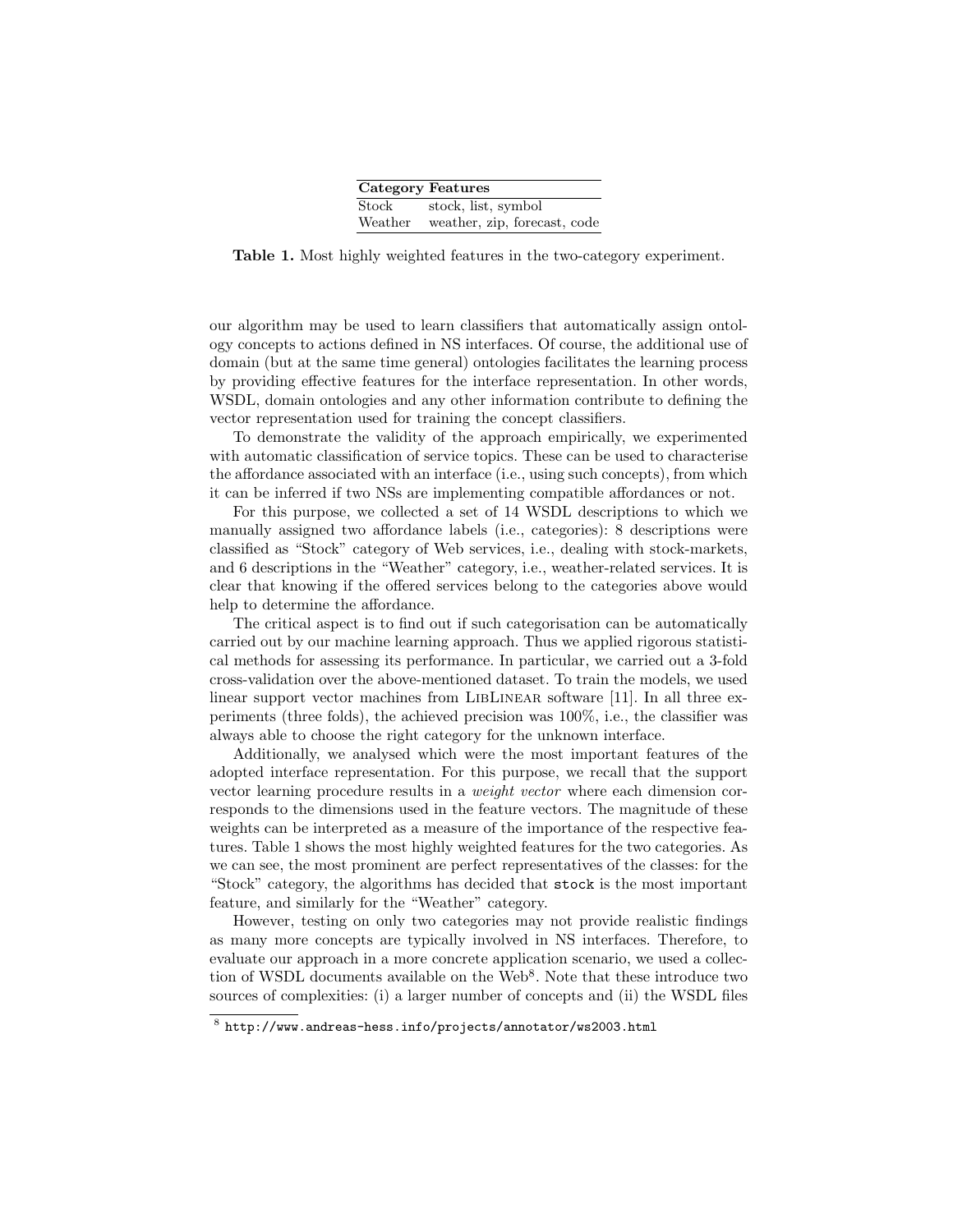| Category | Features |
| --- | --- |
| Stock | stock, list, symbol |
| Weather | weather, zip, forecast, code |

**Table 1.** Most highly weighted features in the two-category experiment.

our algorithm may be used to learn classifiers that automatically assign ontology concepts to actions defined in NS interfaces. Of course, the additional use of domain (but at the same time general) ontologies facilitates the learning process by providing effective features for the interface representation. In other words, WSDL, domain ontologies and any other information contribute to defining the vector representation used for training the concept classifiers.

To demonstrate the validity of the approach empirically, we experimented with automatic classification of service topics. These can be used to characterise the affordance associated with an interface (i.e., using such concepts), from which it can be inferred if two NSs are implementing compatible affordances or not.

For this purpose, we collected a set of 14 WSDL descriptions to which we manually assigned two affordance labels (i.e., categories): 8 descriptions were classified as "Stock" category of Web services, i.e., dealing with stock-markets, and 6 descriptions in the "Weather" category, i.e., weather-related services. It is clear that knowing if the offered services belong to the categories above would help to determine the affordance.

The critical aspect is to find out if such categorisation can be automatically carried out by our machine learning approach. Thus we applied rigorous statistical methods for assessing its performance. In particular, we carried out a 3-fold cross-validation over the above-mentioned dataset. To train the models, we used linear support vector machines from LibLinear software [11]. In all three experiments (three folds), the achieved precision was 100%, i.e., the classifier was always able to choose the right category for the unknown interface.

Additionally, we analysed which were the most important features of the adopted interface representation. For this purpose, we recall that the support vector learning procedure results in a *weight vector* where each dimension corresponds to the dimensions used in the feature vectors. The magnitude of these weights can be interpreted as a measure of the importance of the respective features. Table 1 shows the most highly weighted features for the two categories. As we can see, the most prominent are perfect representatives of the classes: for the "Stock" category, the algorithms has decided that `stock` is the most important feature, and similarly for the "Weather" category.

However, testing on only two categories may not provide realistic findings as many more concepts are typically involved in NS interfaces. Therefore, to evaluate our approach in a more concrete application scenario, we used a collection of WSDL documents available on the Web[8]. Note that these introduce two sources of complexities: (i) a larger number of concepts and (ii) the WSDL files

[8] `http://www.andreas-hess.info/projects/annotator/ws2003.html`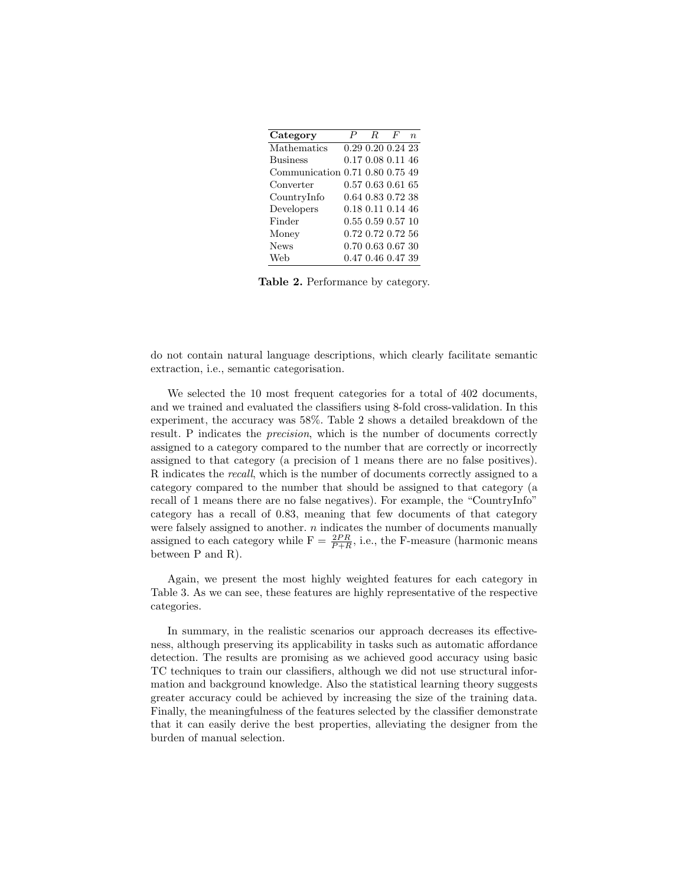| **Category** | $P$ | $R$ | $F$ | $n$ |
|---|---|---|---|---|
| Mathematics | 0.29 | 0.20 | 0.24 | 23 |
| Business | 0.17 | 0.08 | 0.11 | 46 |
| Communication | 0.71 | 0.80 | 0.75 | 49 |
| Converter | 0.57 | 0.63 | 0.61 | 65 |
| CountryInfo | 0.64 | 0.83 | 0.72 | 38 |
| Developers | 0.18 | 0.11 | 0.14 | 46 |
| Finder | 0.55 | 0.59 | 0.57 | 10 |
| Money | 0.72 | 0.72 | 0.72 | 56 |
| News | 0.70 | 0.63 | 0.67 | 30 |
| Web | 0.47 | 0.46 | 0.47 | 39 |

**Table 2.** Performance by category.

do not contain natural language descriptions, which clearly facilitate semantic extraction, i.e., semantic categorisation.

We selected the 10 most frequent categories for a total of 402 documents, and we trained and evaluated the classifiers using 8-fold cross-validation. In this experiment, the accuracy was 58%. Table 2 shows a detailed breakdown of the result. P indicates the *precision*, which is the number of documents correctly assigned to a category compared to the number that are correctly or incorrectly assigned to that category (a precision of 1 means there are no false positives). R indicates the *recall*, which is the number of documents correctly assigned to a category compared to the number that should be assigned to that category (a recall of 1 means there are no false negatives). For example, the "CountryInfo" category has a recall of 0.83, meaning that few documents of that category were falsely assigned to another. $n$ indicates the number of documents manually assigned to each category while F = $\frac{2PR}{P+R}$, i.e., the F-measure (harmonic means between P and R).

Again, we present the most highly weighted features for each category in Table 3. As we can see, these features are highly representative of the respective categories.

In summary, in the realistic scenarios our approach decreases its effectiveness, although preserving its applicability in tasks such as automatic affordance detection. The results are promising as we achieved good accuracy using basic TC techniques to train our classifiers, although we did not use structural information and background knowledge. Also the statistical learning theory suggests greater accuracy could be achieved by increasing the size of the training data. Finally, the meaningfulness of the features selected by the classifier demonstrate that it can easily derive the best properties, alleviating the designer from the burden of manual selection.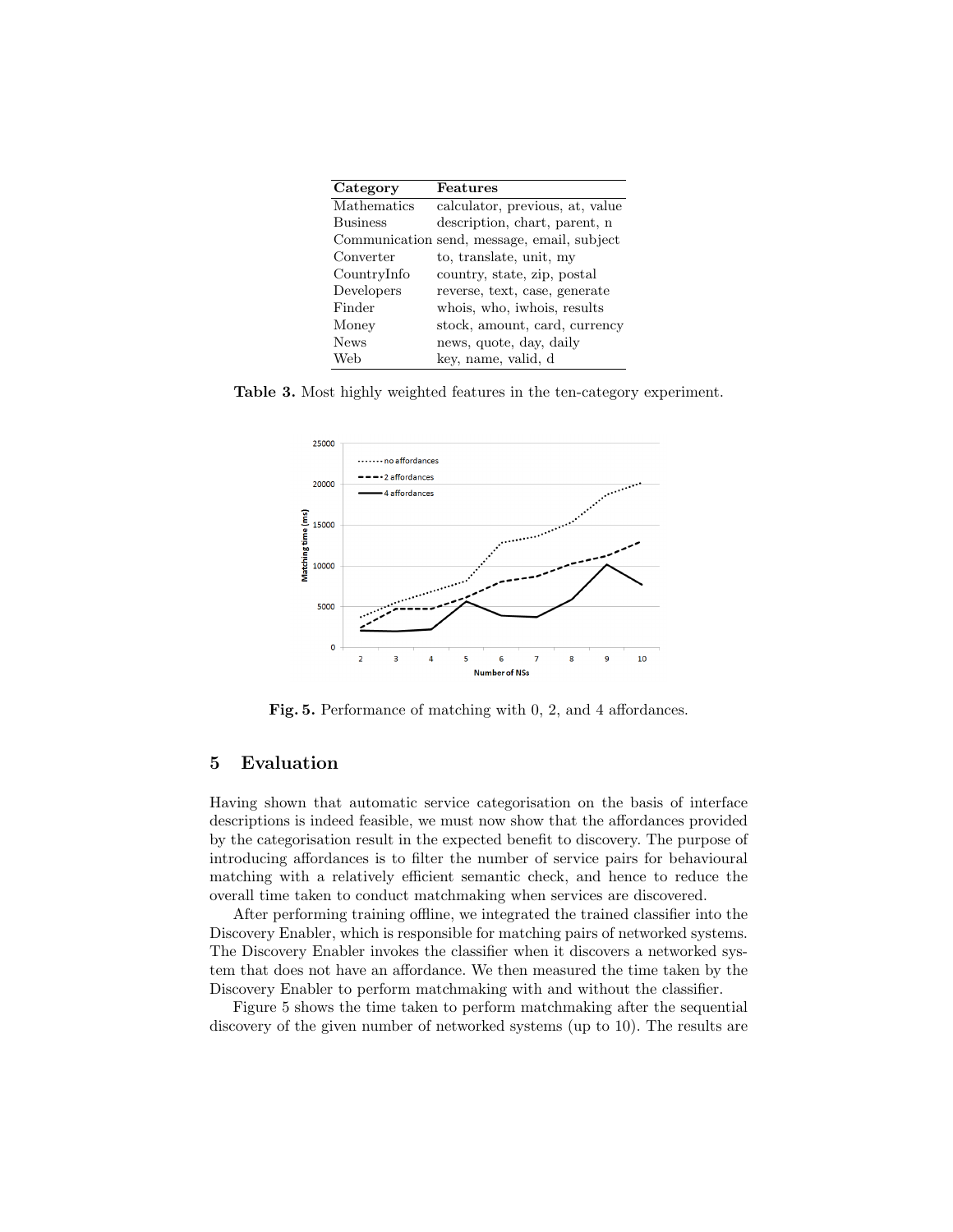| Category | Features |
|---|---|
| Mathematics | calculator, previous, at, value |
| Business | description, chart, parent, n |
| Communication | send, message, email, subject |
| Converter | to, translate, unit, my |
| CountryInfo | country, state, zip, postal |
| Developers | reverse, text, case, generate |
| Finder | whois, who, iwhois, results |
| Money | stock, amount, card, currency |
| News | news, quote, day, daily |
| Web | key, name, valid, d |

**Table 3.** Most highly weighted features in the ten-category experiment.

**Fig. 5.** Performance of matching with 0, 2, and 4 affordances.

## 5 Evaluation

Having shown that automatic service categorisation on the basis of interface descriptions is indeed feasible, we must now show that the affordances provided by the categorisation result in the expected benefit to discovery. The purpose of introducing affordances is to filter the number of service pairs for behavioural matching with a relatively efficient semantic check, and hence to reduce the overall time taken to conduct matchmaking when services are discovered.

After performing training offline, we integrated the trained classifier into the Discovery Enabler, which is responsible for matching pairs of networked systems. The Discovery Enabler invokes the classifier when it discovers a networked system that does not have an affordance. We then measured the time taken by the Discovery Enabler to perform matchmaking with and without the classifier.

Figure 5 shows the time taken to perform matchmaking after the sequential discovery of the given number of networked systems (up to 10). The results are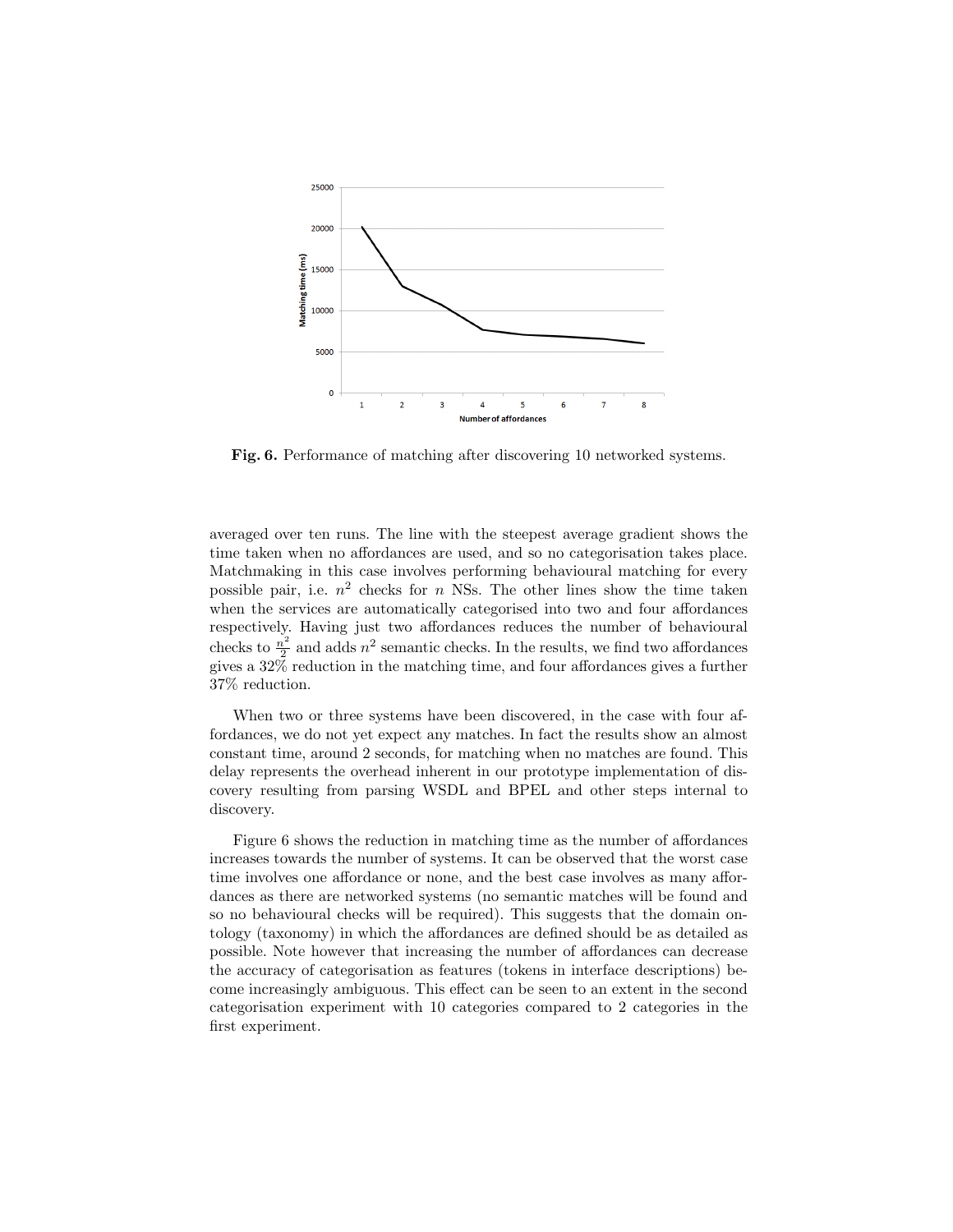**Fig. 6.** Performance of matching after discovering 10 networked systems.

averaged over ten runs. The line with the steepest average gradient shows the time taken when no affordances are used, and so no categorisation takes place. Matchmaking in this case involves performing behavioural matching for every possible pair, i.e. $n^2$ checks for $n$ NSs. The other lines show the time taken when the services are automatically categorised into two and four affordances respectively. Having just two affordances reduces the number of behavioural checks to $\frac{n^2}{2}$ and adds $n^2$ semantic checks. In the results, we find two affordances gives a 32% reduction in the matching time, and four affordances gives a further 37% reduction.

When two or three systems have been discovered, in the case with four affordances, we do not yet expect any matches. In fact the results show an almost constant time, around 2 seconds, for matching when no matches are found. This delay represents the overhead inherent in our prototype implementation of discovery resulting from parsing WSDL and BPEL and other steps internal to discovery.

Figure 6 shows the reduction in matching time as the number of affordances increases towards the number of systems. It can be observed that the worst case time involves one affordance or none, and the best case involves as many affordances as there are networked systems (no semantic matches will be found and so no behavioural checks will be required). This suggests that the domain ontology (taxonomy) in which the affordances are defined should be as detailed as possible. Note however that increasing the number of affordances can decrease the accuracy of categorisation as features (tokens in interface descriptions) become increasingly ambiguous. This effect can be seen to an extent in the second categorisation experiment with 10 categories compared to 2 categories in the first experiment.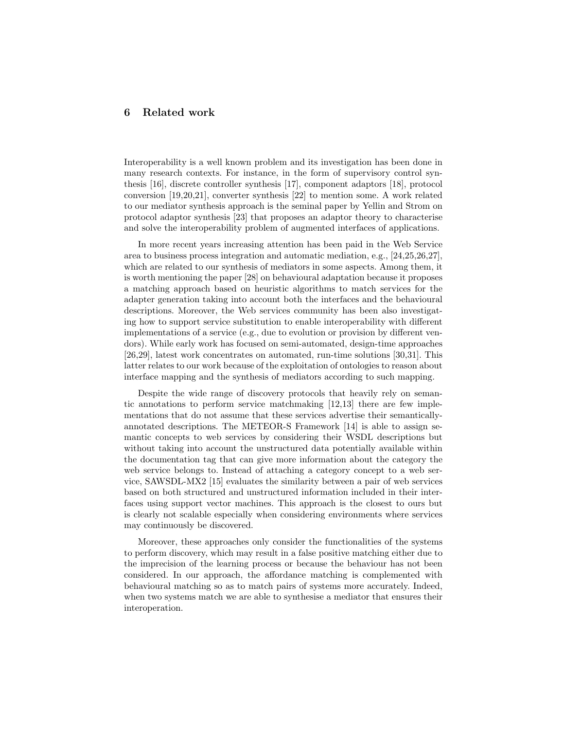## 6 Related work

Interoperability is a well known problem and its investigation has been done in many research contexts. For instance, in the form of supervisory control synthesis [16], discrete controller synthesis [17], component adaptors [18], protocol conversion [19,20,21], converter synthesis [22] to mention some. A work related to our mediator synthesis approach is the seminal paper by Yellin and Strom on protocol adaptor synthesis [23] that proposes an adaptor theory to characterise and solve the interoperability problem of augmented interfaces of applications.

In more recent years increasing attention has been paid in the Web Service area to business process integration and automatic mediation, e.g., [24,25,26,27], which are related to our synthesis of mediators in some aspects. Among them, it is worth mentioning the paper [28] on behavioural adaptation because it proposes a matching approach based on heuristic algorithms to match services for the adapter generation taking into account both the interfaces and the behavioural descriptions. Moreover, the Web services community has been also investigating how to support service substitution to enable interoperability with different implementations of a service (e.g., due to evolution or provision by different vendors). While early work has focused on semi-automated, design-time approaches [26,29], latest work concentrates on automated, run-time solutions [30,31]. This latter relates to our work because of the exploitation of ontologies to reason about interface mapping and the synthesis of mediators according to such mapping.

Despite the wide range of discovery protocols that heavily rely on semantic annotations to perform service matchmaking [12,13] there are few implementations that do not assume that these services advertise their semantically-annotated descriptions. The METEOR-S Framework [14] is able to assign semantic concepts to web services by considering their WSDL descriptions but without taking into account the unstructured data potentially available within the documentation tag that can give more information about the category the web service belongs to. Instead of attaching a category concept to a web service, SAWSDL-MX2 [15] evaluates the similarity between a pair of web services based on both structured and unstructured information included in their interfaces using support vector machines. This approach is the closest to ours but is clearly not scalable especially when considering environments where services may continuously be discovered.

Moreover, these approaches only consider the functionalities of the systems to perform discovery, which may result in a false positive matching either due to the imprecision of the learning process or because the behaviour has not been considered. In our approach, the affordance matching is complemented with behavioural matching so as to match pairs of systems more accurately. Indeed, when two systems match we are able to synthesise a mediator that ensures their interoperation.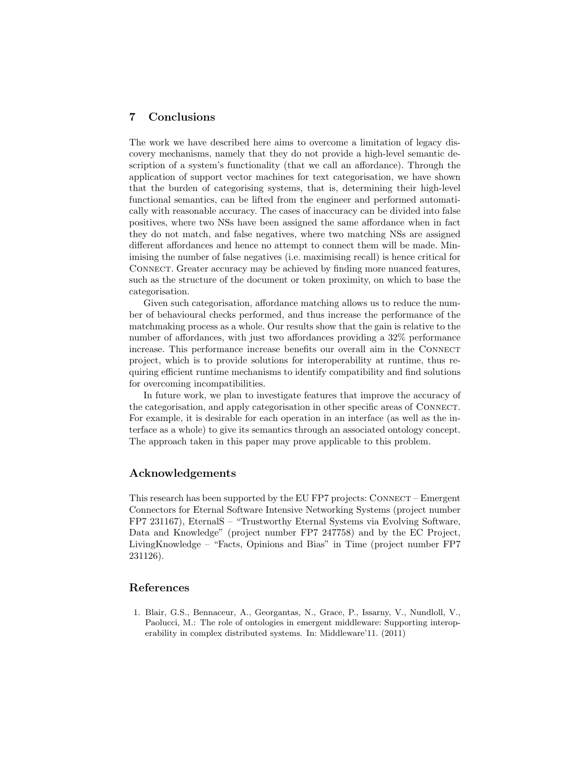## 7 Conclusions

The work we have described here aims to overcome a limitation of legacy discovery mechanisms, namely that they do not provide a high-level semantic description of a system's functionality (that we call an affordance). Through the application of support vector machines for text categorisation, we have shown that the burden of categorising systems, that is, determining their high-level functional semantics, can be lifted from the engineer and performed automatically with reasonable accuracy. The cases of inaccuracy can be divided into false positives, where two NSs have been assigned the same affordance when in fact they do not match, and false negatives, where two matching NSs are assigned different affordances and hence no attempt to connect them will be made. Minimising the number of false negatives (i.e. maximising recall) is hence critical for Connect. Greater accuracy may be achieved by finding more nuanced features, such as the structure of the document or token proximity, on which to base the categorisation.

Given such categorisation, affordance matching allows us to reduce the number of behavioural checks performed, and thus increase the performance of the matchmaking process as a whole. Our results show that the gain is relative to the number of affordances, with just two affordances providing a 32% performance increase. This performance increase benefits our overall aim in the Connect project, which is to provide solutions for interoperability at runtime, thus requiring efficient runtime mechanisms to identify compatibility and find solutions for overcoming incompatibilities.

In future work, we plan to investigate features that improve the accuracy of the categorisation, and apply categorisation in other specific areas of Connect. For example, it is desirable for each operation in an interface (as well as the interface as a whole) to give its semantics through an associated ontology concept. The approach taken in this paper may prove applicable to this problem.

## Acknowledgements

This research has been supported by the EU FP7 projects: Connect – Emergent Connectors for Eternal Software Intensive Networking Systems (project number FP7 231167), EternalS – "Trustworthy Eternal Systems via Evolving Software, Data and Knowledge" (project number FP7 247758) and by the EC Project, LivingKnowledge – "Facts, Opinions and Bias" in Time (project number FP7 231126).

## References

1. Blair, G.S., Bennaceur, A., Georgantas, N., Grace, P., Issarny, V., Nundloll, V., Paolucci, M.: The role of ontologies in emergent middleware: Supporting interoperability in complex distributed systems. In: Middleware'11. (2011)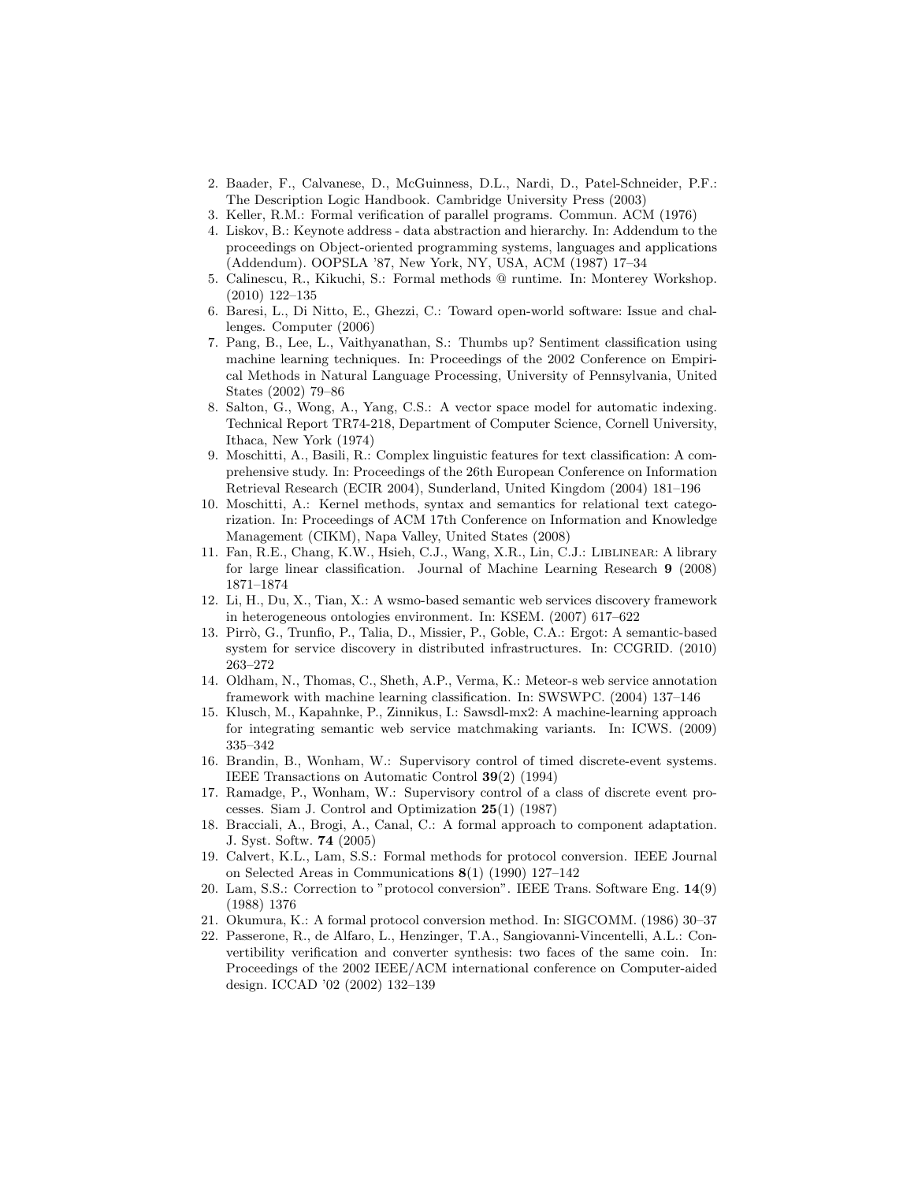2. Baader, F., Calvanese, D., McGuinness, D.L., Nardi, D., Patel-Schneider, P.F.: The Description Logic Handbook. Cambridge University Press (2003)
3. Keller, R.M.: Formal verification of parallel programs. Commun. ACM (1976)
4. Liskov, B.: Keynote address - data abstraction and hierarchy. In: Addendum to the proceedings on Object-oriented programming systems, languages and applications (Addendum). OOPSLA '87, New York, NY, USA, ACM (1987) 17–34
5. Calinescu, R., Kikuchi, S.: Formal methods @ runtime. In: Monterey Workshop. (2010) 122–135
6. Baresi, L., Di Nitto, E., Ghezzi, C.: Toward open-world software: Issue and challenges. Computer (2006)
7. Pang, B., Lee, L., Vaithyanathan, S.: Thumbs up? Sentiment classification using machine learning techniques. In: Proceedings of the 2002 Conference on Empirical Methods in Natural Language Processing, University of Pennsylvania, United States (2002) 79–86
8. Salton, G., Wong, A., Yang, C.S.: A vector space model for automatic indexing. Technical Report TR74-218, Department of Computer Science, Cornell University, Ithaca, New York (1974)
9. Moschitti, A., Basili, R.: Complex linguistic features for text classification: A comprehensive study. In: Proceedings of the 26th European Conference on Information Retrieval Research (ECIR 2004), Sunderland, United Kingdom (2004) 181–196
10. Moschitti, A.: Kernel methods, syntax and semantics for relational text categorization. In: Proceedings of ACM 17th Conference on Information and Knowledge Management (CIKM), Napa Valley, United States (2008)
11. Fan, R.E., Chang, K.W., Hsieh, C.J., Wang, X.R., Lin, C.J.: Liblinear: A library for large linear classification. Journal of Machine Learning Research **9** (2008) 1871–1874
12. Li, H., Du, X., Tian, X.: A wsmo-based semantic web services discovery framework in heterogeneous ontologies environment. In: KSEM. (2007) 617–622
13. Pirrò, G., Trunfio, P., Talia, D., Missier, P., Goble, C.A.: Ergot: A semantic-based system for service discovery in distributed infrastructures. In: CCGRID. (2010) 263–272
14. Oldham, N., Thomas, C., Sheth, A.P., Verma, K.: Meteor-s web service annotation framework with machine learning classification. In: SWSWPC. (2004) 137–146
15. Klusch, M., Kapahnke, P., Zinnikus, I.: Sawsdl-mx2: A machine-learning approach for integrating semantic web service matchmaking variants. In: ICWS. (2009) 335–342
16. Brandin, B., Wonham, W.: Supervisory control of timed discrete-event systems. IEEE Transactions on Automatic Control **39**(2) (1994)
17. Ramadge, P., Wonham, W.: Supervisory control of a class of discrete event processes. Siam J. Control and Optimization **25**(1) (1987)
18. Bracciali, A., Brogi, A., Canal, C.: A formal approach to component adaptation. J. Syst. Softw. **74** (2005)
19. Calvert, K.L., Lam, S.S.: Formal methods for protocol conversion. IEEE Journal on Selected Areas in Communications **8**(1) (1990) 127–142
20. Lam, S.S.: Correction to "protocol conversion". IEEE Trans. Software Eng. **14**(9) (1988) 1376
21. Okumura, K.: A formal protocol conversion method. In: SIGCOMM. (1986) 30–37
22. Passerone, R., de Alfaro, L., Henzinger, T.A., Sangiovanni-Vincentelli, A.L.: Convertibility verification and converter synthesis: two faces of the same coin. In: Proceedings of the 2002 IEEE/ACM international conference on Computer-aided design. ICCAD '02 (2002) 132–139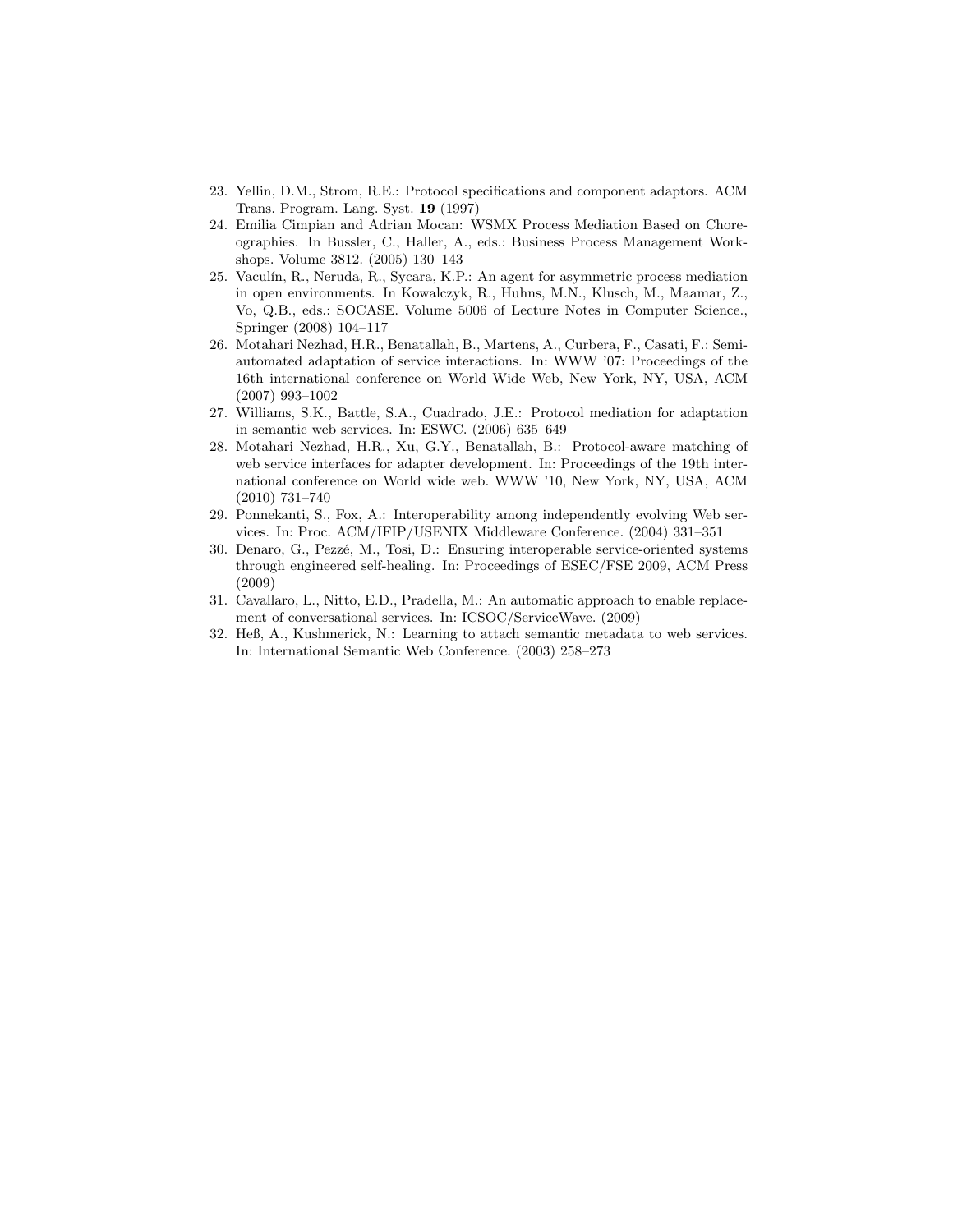23. Yellin, D.M., Strom, R.E.: Protocol specifications and component adaptors. ACM Trans. Program. Lang. Syst. **19** (1997)
24. Emilia Cimpian and Adrian Mocan: WSMX Process Mediation Based on Choreographies. In Bussler, C., Haller, A., eds.: Business Process Management Workshops. Volume 3812. (2005) 130–143
25. Vaculín, R., Neruda, R., Sycara, K.P.: An agent for asymmetric process mediation in open environments. In Kowalczyk, R., Huhns, M.N., Klusch, M., Maamar, Z., Vo, Q.B., eds.: SOCASE. Volume 5006 of Lecture Notes in Computer Science., Springer (2008) 104–117
26. Motahari Nezhad, H.R., Benatallah, B., Martens, A., Curbera, F., Casati, F.: Semi-automated adaptation of service interactions. In: WWW '07: Proceedings of the 16th international conference on World Wide Web, New York, NY, USA, ACM (2007) 993–1002
27. Williams, S.K., Battle, S.A., Cuadrado, J.E.: Protocol mediation for adaptation in semantic web services. In: ESWC. (2006) 635–649
28. Motahari Nezhad, H.R., Xu, G.Y., Benatallah, B.: Protocol-aware matching of web service interfaces for adapter development. In: Proceedings of the 19th international conference on World wide web. WWW '10, New York, NY, USA, ACM (2010) 731–740
29. Ponnekanti, S., Fox, A.: Interoperability among independently evolving Web services. In: Proc. ACM/IFIP/USENIX Middleware Conference. (2004) 331–351
30. Denaro, G., Pezzé, M., Tosi, D.: Ensuring interoperable service-oriented systems through engineered self-healing. In: Proceedings of ESEC/FSE 2009, ACM Press (2009)
31. Cavallaro, L., Nitto, E.D., Pradella, M.: An automatic approach to enable replacement of conversational services. In: ICSOC/ServiceWave. (2009)
32. Heß, A., Kushmerick, N.: Learning to attach semantic metadata to web services. In: International Semantic Web Conference. (2003) 258–273